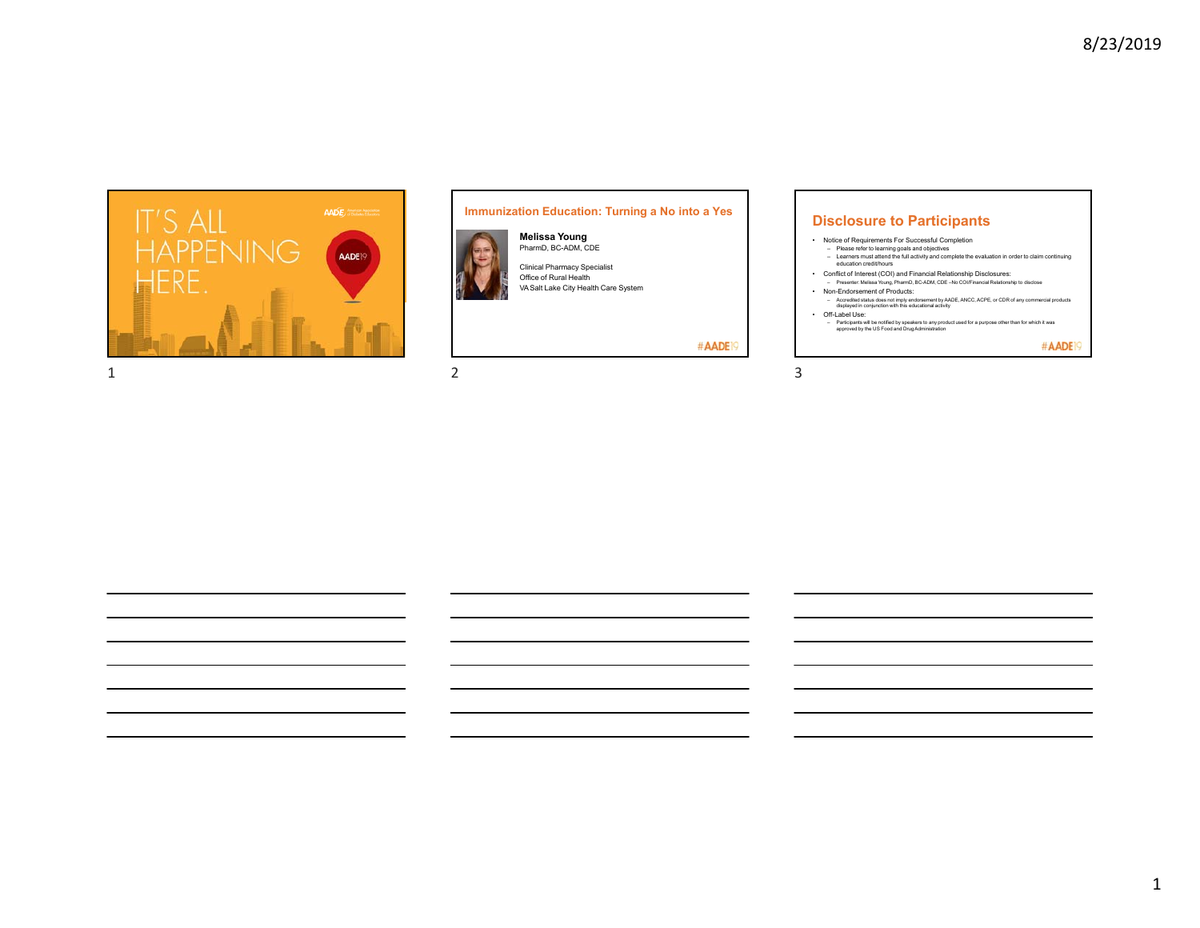IT'S ALL HAPPENING HERE.

AADE19

## Immunization Education: Turning a No into a Yes

**Melissa Young**
PharmD, BC-ADM, CDE

Clinical Pharmacy Specialist
Office of Rural Health
VA Salt Lake City Health Care System

#AADE19

## Disclosure to Participants

- Notice of Requirements For Successful Completion
  - Please refer to learning goals and objectives
  - Learners must attend the full activity and complete the evaluation in order to claim continuing education credit/hours
- Conflict of Interest (COI) and Financial Relationship Disclosures:
  - Presenter: Melissa Young, PharmD, BC-ADM, CDE –No COI/Financial Relationship to disclose
- Non-Endorsement of Products:
  - Accredited status does not imply endorsement by AADE, ANCC, ACPE, or CDR of any commercial products displayed in conjunction with this educational activity
- Off-Label Use:
  - Participants will be notified by speakers to any product used for a purpose other than for which it was approved by the US Food and Drug Administration

#AADE19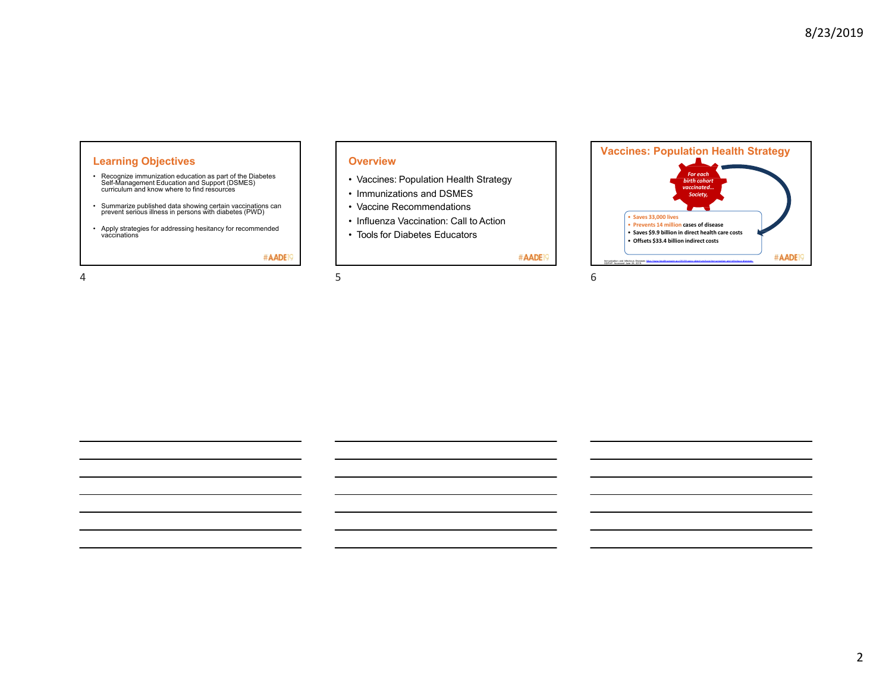## Learning Objectives

- Recognize immunization education as part of the Diabetes Self-Management Education and Support (DSMES) curriculum and know where to find resources
- Summarize published data showing certain vaccinations can prevent serious illness in persons with diabetes (PWD)
- Apply strategies for addressing hesitancy for recommended vaccinations

#AADE19

## Overview

- Vaccines: Population Health Strategy
- Immunizations and DSMES
- Vaccine Recommendations
- Influenza Vaccination: Call to Action
- Tools for Diabetes Educators

#AADE19

## Vaccines: Population Health Strategy

*For each birth cohort vaccinated… Society,*

- Saves 33,000 lives
- Prevents 14 million cases of disease
- Saves $9.9 billion in direct health care costs
- Offsets $33.4 billion indirect costs

Immunization and Infectious Diseases. https://www.healthypeople.gov/2020/topics-objectives/topic/immunization-and-infectious-diseases ODPHP. Accessed June 20, 2019.

#AADE19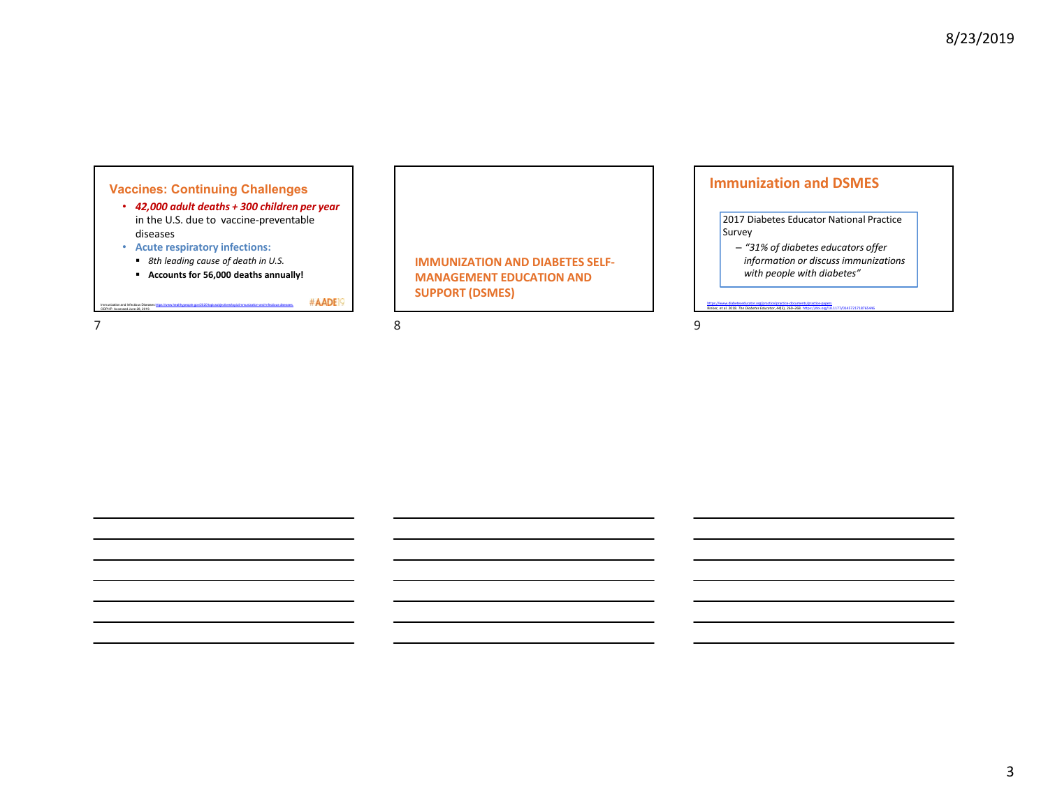## Vaccines: Continuing Challenges

- ***42,000 adult deaths + 300 children per year*** in the U.S. due to vaccine-preventable diseases
- **Acute respiratory infections:**
  - *8th leading cause of death in U.S.*
  - **Accounts for 56,000 deaths annually!**

Immunization and Infectious Diseases https://www.healthypeople.gov/2020/topics-objectives/topic/immunization-and-infectious-diseases ODPHP. Accessed June 26, 2019.

#AADE19

## IMMUNIZATION AND DIABETES SELF-MANAGEMENT EDUCATION AND SUPPORT (DSMES)

## Immunization and DSMES

2017 Diabetes Educator National Practice Survey

- *"31% of diabetes educators offer information or discuss immunizations with people with diabetes"*

https://www.diabeteseducator.org/practice/practice-documents/practice-papers
Rinker, et al. 2018. *The Diabetes Educator*, 44(3), 260–268. https://doi.org/10.1177/0145721718765446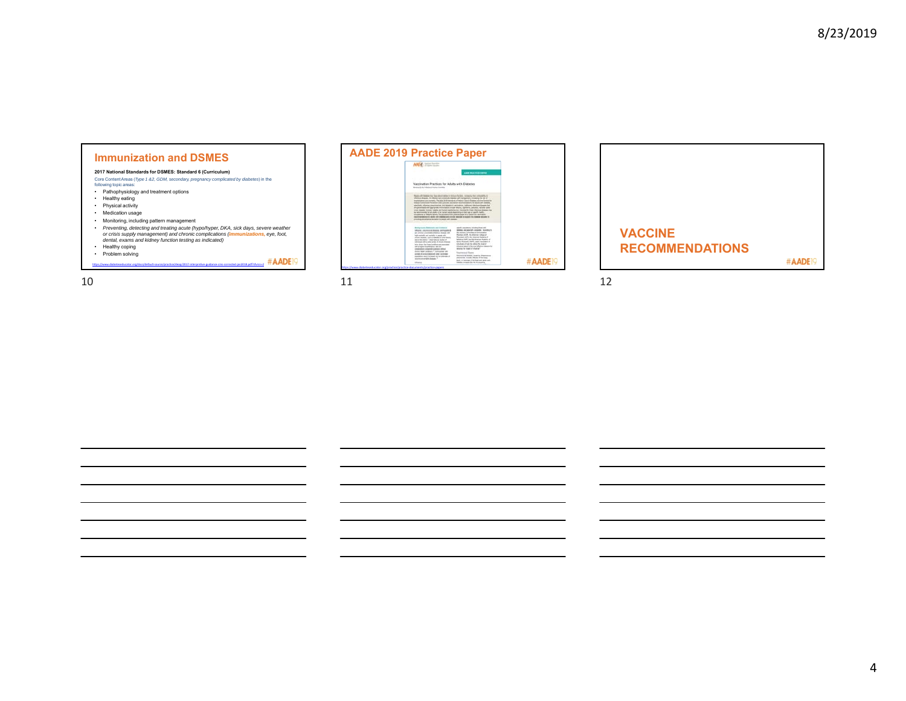## Immunization and DSMES

**2017 National Standards for DSMES: Standard 6 (Curriculum)**

Core Content Areas (*Type 1 &2, GDM, secondary, pregnancy complicated by diabetes*) in the following topic areas:

- Pathophysiology and treatment options
- Healthy eating
- Physical activity
- Medication usage
- Monitoring, including pattern management
- *Preventing, detecting and treating acute (hypo/hyper, DKA, sick days, severe weather or crisis supply management) and chronic complications (**immunizations**, eye, foot, dental, exams and kidney function testing as indicated)*
- Healthy coping
- Problem solving

https://www.diabeteseducator.org/docs/default-source/practice/deap/2017-interpretive-guidance-cres-corrected-jan2018.pdf?sfvrsn=2

#AADE19

## AADE 2019 Practice Paper

https://www.diabeteseducator.org/practice/practice-documents/practice-papers

#AADE19

## VACCINE RECOMMENDATIONS

#AADE19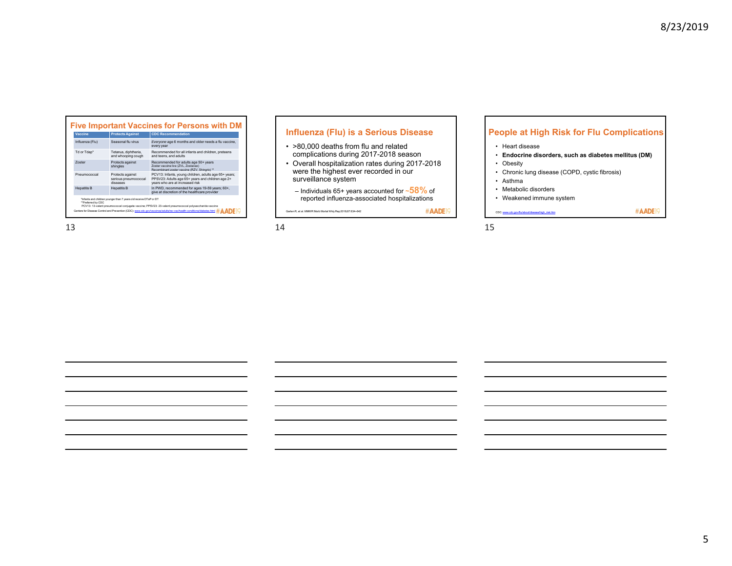## Five Important Vaccines for Persons with DM

| Vaccine | Protects Against | CDC Recommendation |
|---|---|---|
| Influenza (Flu) | Seasonal flu virus | *Everyone* age 6 months and older needs a flu vaccine, every year |
| Td or Tdap* | Tetanus, diphtheria, and whooping cough | Recommended for all infants and children, preteens and teens, and adults |
| Zoster | Protects against shingles | Recommended for adults age 50+ years<br>Zoster vaccine live (ZVL, Zostavax)<br>Recombinant zoster vaccine (RZV, Shingrix) ** |
| Pneumococcal | Protects against serious pneumococcal diseases | PCV13: Infants, young children, adults age 65+ years; PPSV23: Adults age 65+ years and children age 2+ years who are at increased risk |
| Hepatitis B | Hepatitis B | In PWD, recommended for ages 19-59 years; 60+, give at discretion of the healthcare provider |

*Infants and children younger than 7 years old receive DTaP or DT
**Preferred by CDC
PCV13: 13-valent pneumococcal conjugate vaccine; PPSV23: 23-valent pneumococcal polysaccharide vaccine

Centers for Disease Control and Prevention (CDC): www.cdc.gov/vaccines/adults/rec-vac/health-conditions/diabetes.html

#AADE19

## Influenza (Flu) is a Serious Disease

- >80,000 deaths from flu and related complications during 2017-2018 season
- Overall hospitalization rates during 2017-2018 were the highest ever recorded in our surveillance system
  - Individuals 65+ years accounted for ~58% of reported influenza-associated hospitalizations

Garten R, et al. MMWR Morb Mortal Wkly Rep 2018;67:634–642

#AADE19

## People at High Risk for Flu Complications

- Heart disease
- **Endocrine disorders, such as diabetes mellitus (DM)**
- Obesity
- Chronic lung disease (COPD, cystic fibrosis)
- Asthma
- Metabolic disorders
- Weakened immune system

CDC: www.cdc.gov/flu/about/disease/high_risk.htm

#AADE19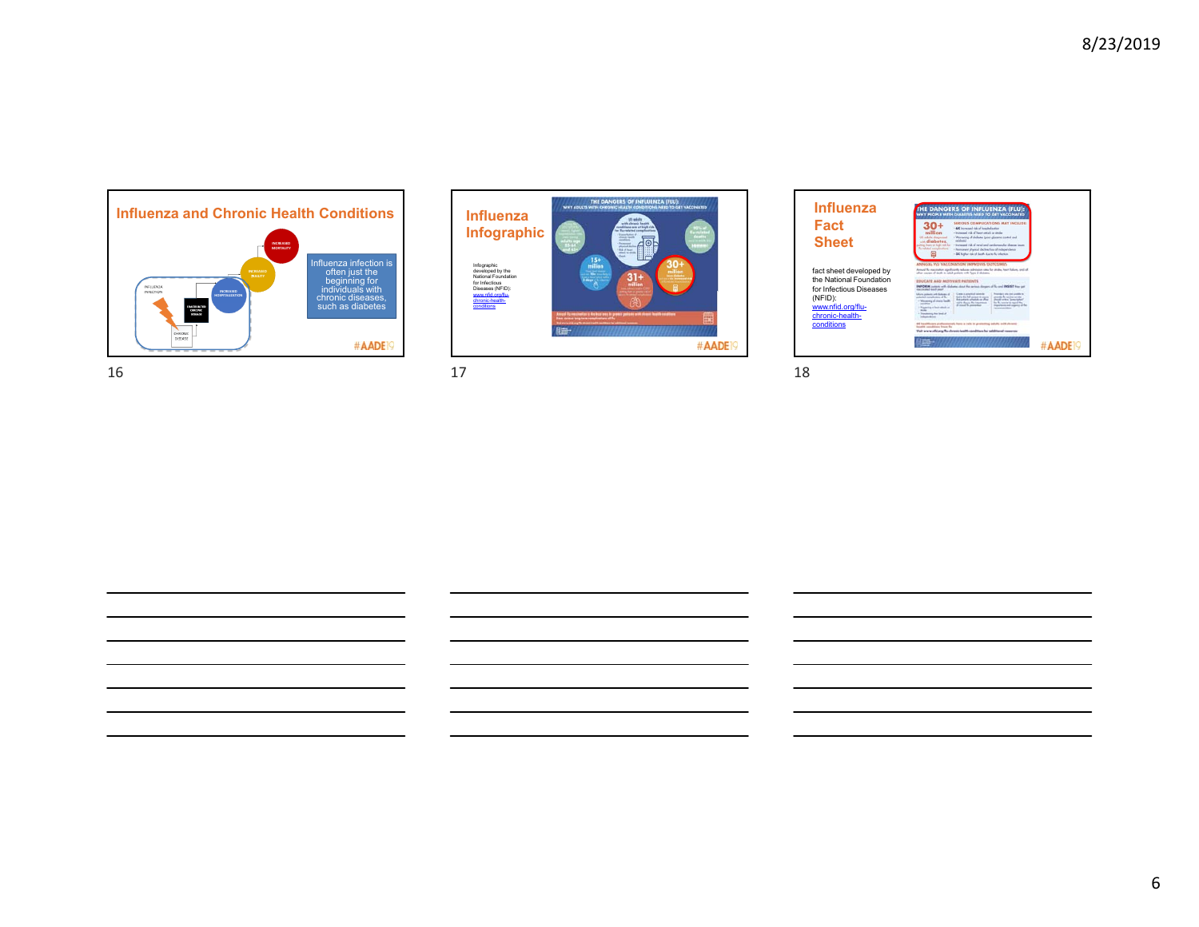## Influenza and Chronic Health Conditions

INFLUENZA INFECTION

CHRONIC DISEASE

EXACERBATED CHRONIC DISEASE

INCREASED HOSPITALIZATION

INCREASED DISABILITY

INCREASED MORTALITY

Influenza infection is often just the beginning for individuals with chronic diseases, such as diabetes

#AADE19

## Influenza Infographic

Infographic developed by the National Foundation for Infectious Diseases (NFID): www.nfid.org/flu-chronic-health-conditions

#AADE19

## Influenza Fact Sheet

fact sheet developed by the National Foundation for Infectious Diseases (NFID): www.nfid.org/flu-chronic-health-conditions

#AADE19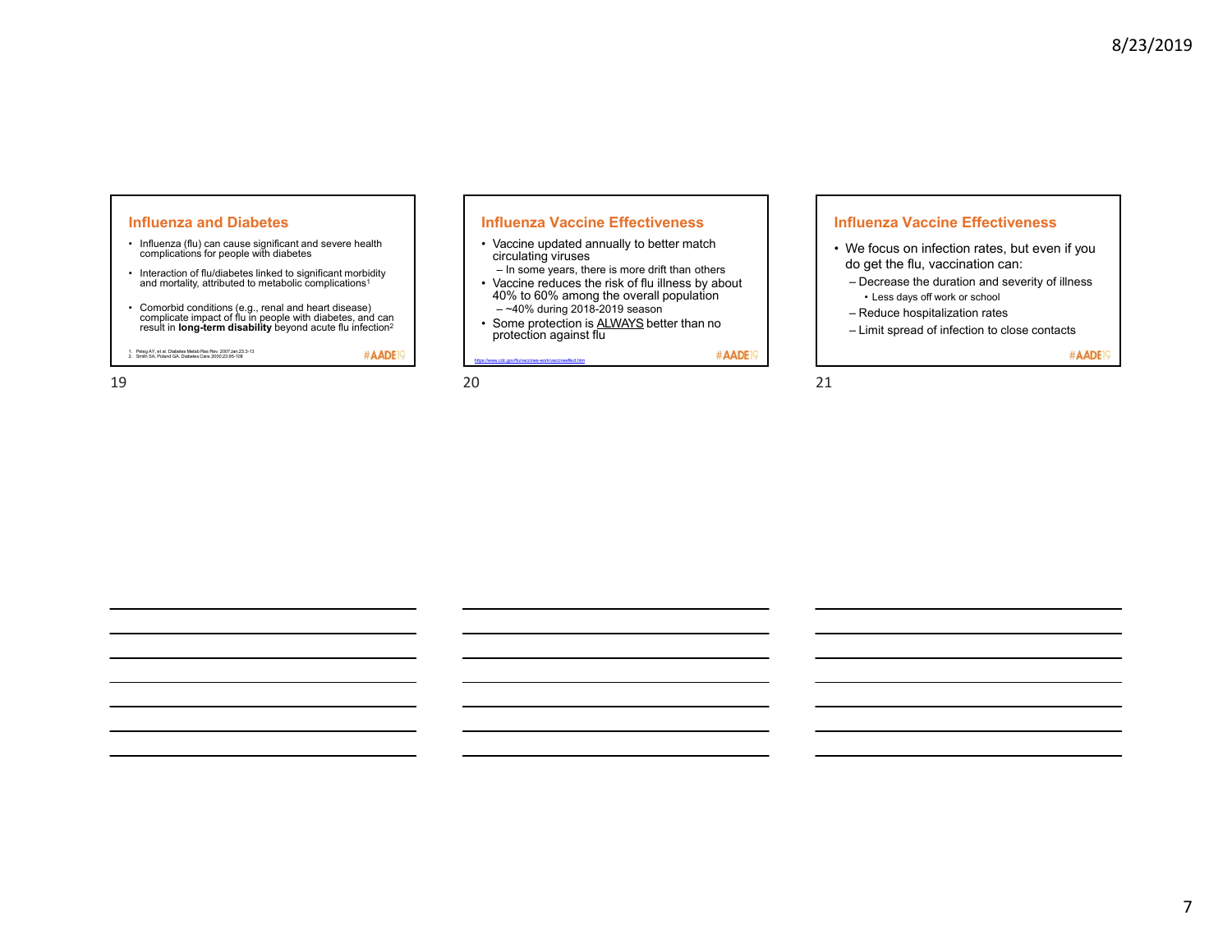## Influenza and Diabetes

- Influenza (flu) can cause significant and severe health complications for people with diabetes
- Interaction of flu/diabetes linked to significant morbidity and mortality, attributed to metabolic complications[1]
- Comorbid conditions (e.g., renal and heart disease) complicate impact of flu in people with diabetes, and can result in **long-term disability** beyond acute flu infection[2]

1. Peleg AY, et al. Diabetes Metab Res Rev. 2007Jan;23:3-13
2. Smith SA, Poland GA. Diabetes Care. 2000;23:95-108

#AADE19

## Influenza Vaccine Effectiveness

- Vaccine updated annually to better match circulating viruses
  - In some years, there is more drift than others
- Vaccine reduces the risk of flu illness by about 40% to 60% among the overall population
  - ~40% during 2018-2019 season
- Some protection is ALWAYS better than no protection against flu

https://www.cdc.gov/flu/vaccines-work/vaccineeffect.htm

#AADE19

## Influenza Vaccine Effectiveness

- We focus on infection rates, but even if you do get the flu, vaccination can:
  - Decrease the duration and severity of illness
    - Less days off work or school
  - Reduce hospitalization rates
  - Limit spread of infection to close contacts

#AADE19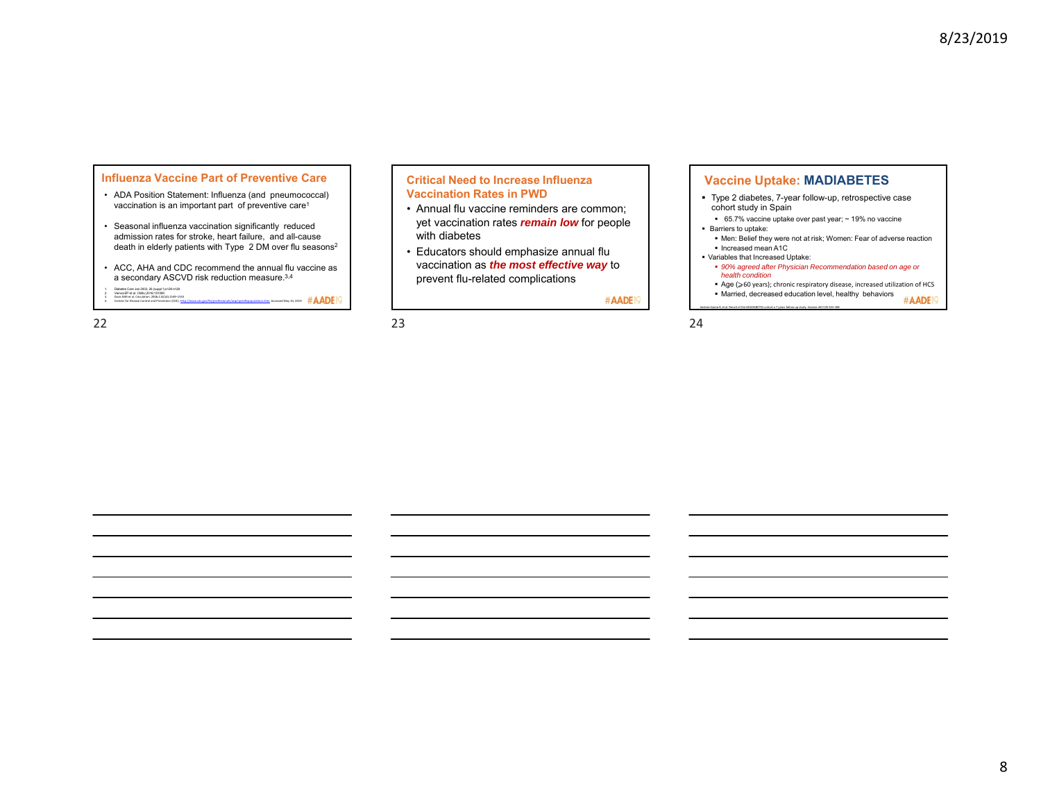## Influenza Vaccine Part of Preventive Care

- ADA Position Statement: Influenza (and pneumococcal) vaccination is an important part of preventive care[1]
- Seasonal influenza vaccination significantly reduced admission rates for stroke, heart failure, and all-cause death in elderly patients with Type 2 DM over flu seasons[2]
- ACC, AHA and CDC recommend the annual flu vaccine as a secondary ASCVD risk reduction measure.[3,4]

1. Diabetes Care Jan 2003, 26 (suppl 1) s126-s128
2. Vamos EP et al. CMAJ 2016;188
3. Davis MM et al. Circulation. 2006;114(14):1549-1553
4. Centers for Disease Control and Prevention (CDC). http://www.cdc.gov/flu/professionals/acip/specificpopulations.htm. Accessed May 10, 2019

#AADE19

## Critical Need to Increase Influenza Vaccination Rates in PWD

- Annual flu vaccine reminders are common; yet vaccination rates ***remain low*** for people with diabetes
- Educators should emphasize annual flu vaccination as ***the most effective way*** to prevent flu-related complications

#AADE19

## Vaccine Uptake: MADIABETES

- Type 2 diabetes, 7-year follow-up, retrospective case cohort study in Spain
  - 65.7% vaccine uptake over past year; ~ 19% no vaccine
- Barriers to uptake:
  - Men: Belief they were not at risk; Women: Fear of adverse reaction
  - Increased mean A1C
- Variables that Increased Uptake:
  - *90% agreed after Physician Recommendation based on age or health condition*
  - Age (≥60 years); chronic respiratory disease, increased utilization of HCS
  - Married, decreased education level, healthy behaviors

Jiménez-García R, et al. Result of the MADIABETES cohort a 7-years follow-up study. Vaccine 2017;35:101-108

#AADE19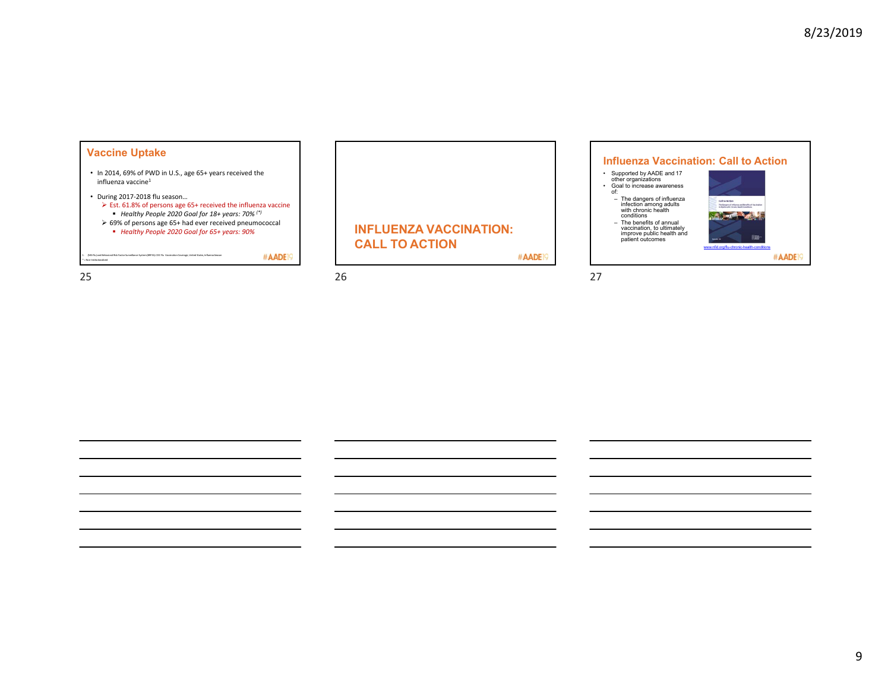## Vaccine Uptake

- In 2014, 69% of PWD in U.S., age 65+ years received the influenza vaccine[1]
- During 2017-2018 flu season…
  - Est. 61.8% of persons age 65+ received the influenza vaccine
    - *Healthy People 2020 Goal for 18+ years: 70% (\*)*
  - 69% of persons age 65+ had ever received pneumococcal
    - *Healthy People 2020 Goal for 65+ years: 90%*

1. (NIS-Flu) and Behavioral Risk Factor Surveillance System (BRFSS); CDC Flu Vaccination Coverage, United States, Influenza Season

\* = Non-institutionalized

#AADE19

## INFLUENZA VACCINATION: CALL TO ACTION

#AADE19

## Influenza Vaccination: Call to Action

- Supported by AADE and 17 other organizations
- Goal to increase awareness of:
  - The dangers of influenza infection among adults with chronic health conditions
  - The benefits of annual vaccination, to ultimately improve public health and patient outcomes

www.nfid.org/flu-chronic-health-conditions

#AADE19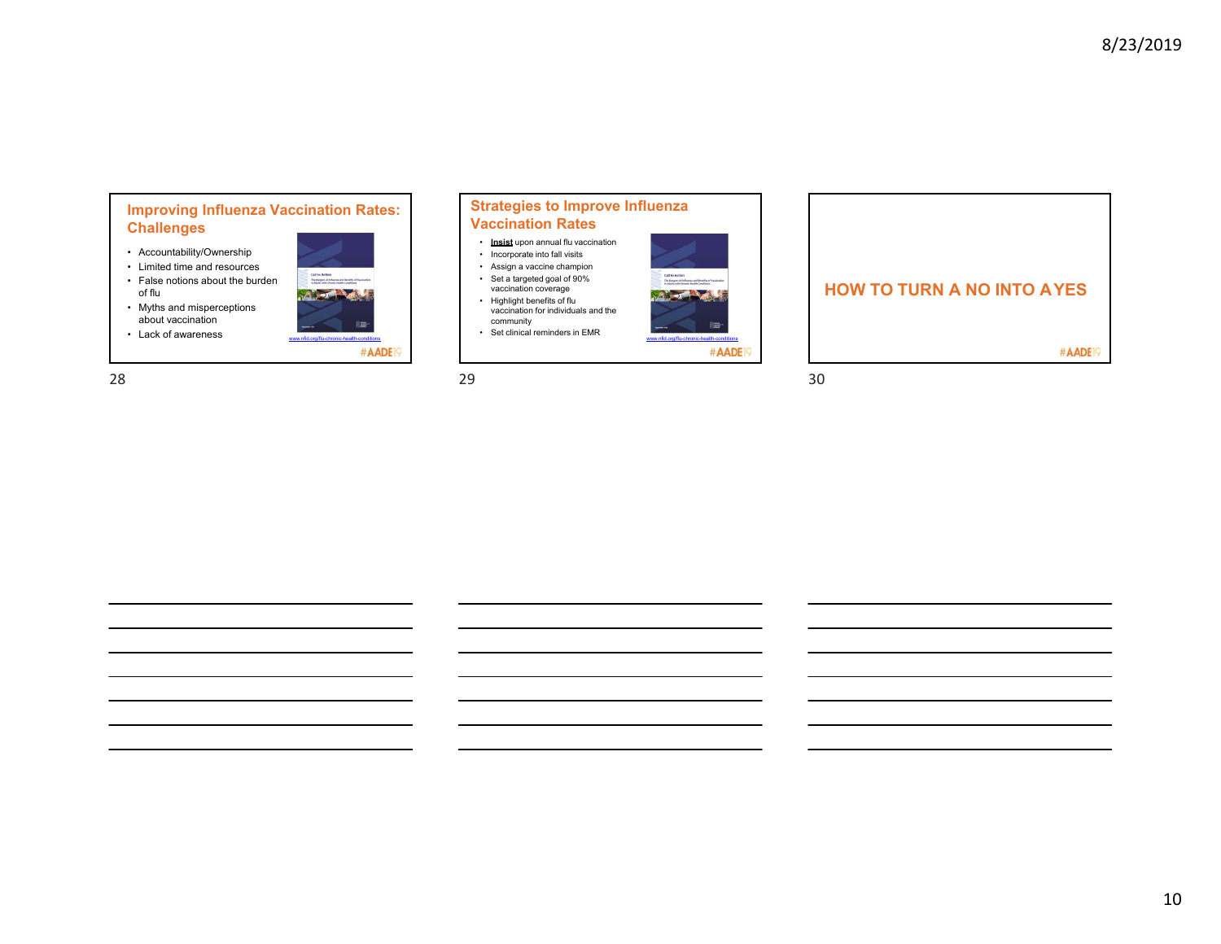## Improving Influenza Vaccination Rates: Challenges

- Accountability/Ownership
- Limited time and resources
- False notions about the burden of flu
- Myths and misperceptions about vaccination
- Lack of awareness

www.nfid.org/flu-chronic-health-conditions

#AADE19

## Strategies to Improve Influenza Vaccination Rates

- **Insist** upon annual flu vaccination
- Incorporate into fall visits
- Assign a vaccine champion
- Set a targeted goal of 90% vaccination coverage
- Highlight benefits of flu vaccination for individuals and the community
- Set clinical reminders in EMR

www.nfid.org/flu-chronic-health-conditions

#AADE19

## HOW TO TURN A NO INTO A YES

#AADE19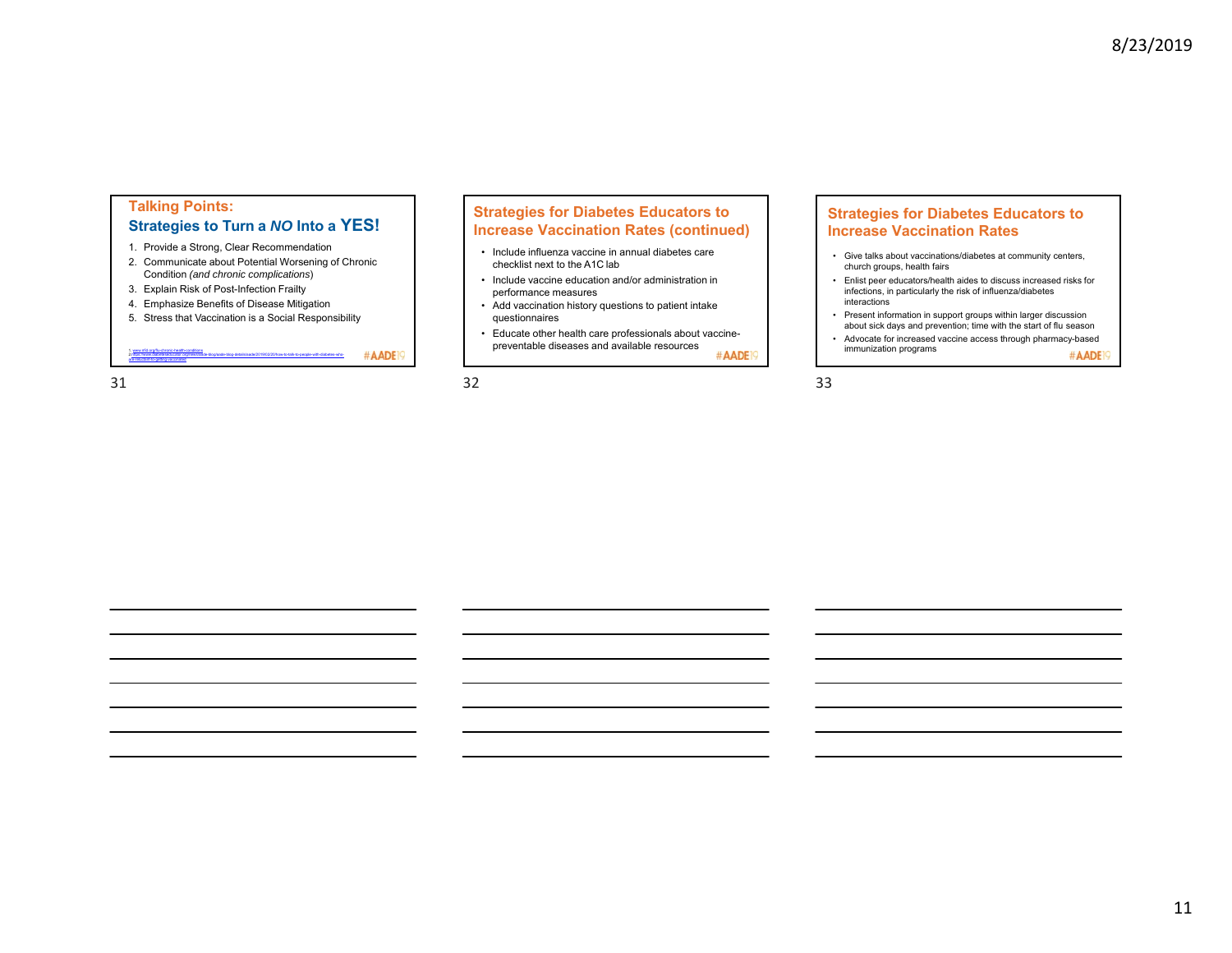## Talking Points: Strategies to Turn a *NO* Into a YES!

1. Provide a Strong, Clear Recommendation
2. Communicate about Potential Worsening of Chronic Condition *(and chronic complications)*
3. Explain Risk of Post-Infection Frailty
4. Emphasize Benefits of Disease Mitigation
5. Stress that Vaccination is a Social Responsibility

1. www.nfid.org/flu-chronic-health-conditions
2. https://www.diabeteseducator.org/news/aade-blog/aade-blog-details/aade/2019/02/20/how-to-talk-to-people-with-diabetes-who-are-hesitant-to-getting-vaccinated

#AADE19

## Strategies for Diabetes Educators to Increase Vaccination Rates (continued)

- Include influenza vaccine in annual diabetes care checklist next to the A1C lab
- Include vaccine education and/or administration in performance measures
- Add vaccination history questions to patient intake questionnaires
- Educate other health care professionals about vaccine-preventable diseases and available resources

#AADE19

## Strategies for Diabetes Educators to Increase Vaccination Rates

- Give talks about vaccinations/diabetes at community centers, church groups, health fairs
- Enlist peer educators/health aides to discuss increased risks for infections, in particularly the risk of influenza/diabetes interactions
- Present information in support groups within larger discussion about sick days and prevention; time with the start of flu season
- Advocate for increased vaccine access through pharmacy-based immunization programs

#AADE19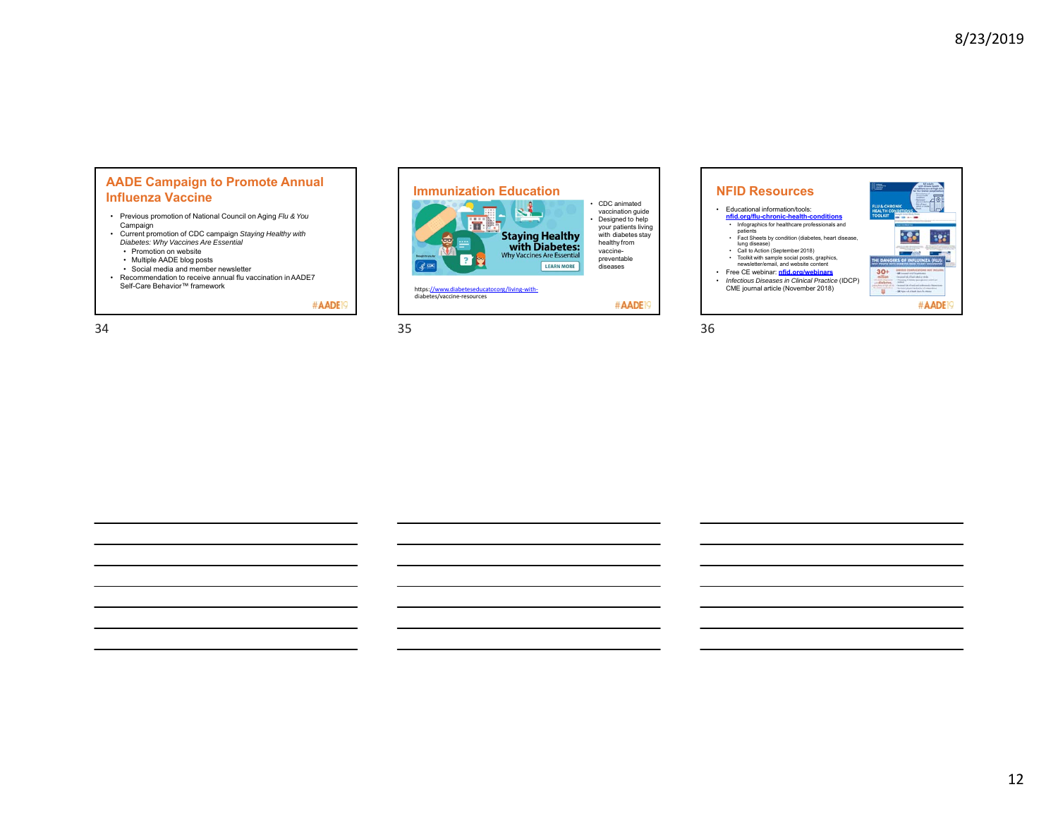## AADE Campaign to Promote Annual Influenza Vaccine

- Previous promotion of National Council on Aging *Flu & You* Campaign
- Current promotion of CDC campaign *Staying Healthy with Diabetes: Why Vaccines Are Essential*
  - Promotion on website
  - Multiple AADE blog posts
  - Social media and member newsletter
- Recommendation to receive annual flu vaccination in AADE7 Self-Care Behavior™ framework

#AADE19

## Immunization Education

Staying Healthy with Diabetes: Why Vaccines Are Essential

LEARN MORE

- CDC animated vaccination guide
- Designed to help your patients living with diabetes stay healthy from vaccine-preventable diseases

https://www.diabeteseducator.org/living-with-diabetes/vaccine-resources

#AADE19

## NFID Resources

- Educational information/tools: **nfid.org/flu-chronic-health-conditions**
  - Infographics for healthcare professionals and patients
  - Fact Sheets by condition (diabetes, heart disease, lung disease)
  - Call to Action (September 2018)
  - Toolkit with sample social posts, graphics, newsletter/email, and website content
- Free CE webinar: **nfid.org/webinars**
- *Infectious Diseases in Clinical Practice* (IDCP) CME journal article (November 2018)

FLU & CHRONIC HEALTH CONDITIONS TOOLKIT

THE DANGERS OF INFLUENZA (FLU)

#AADE19